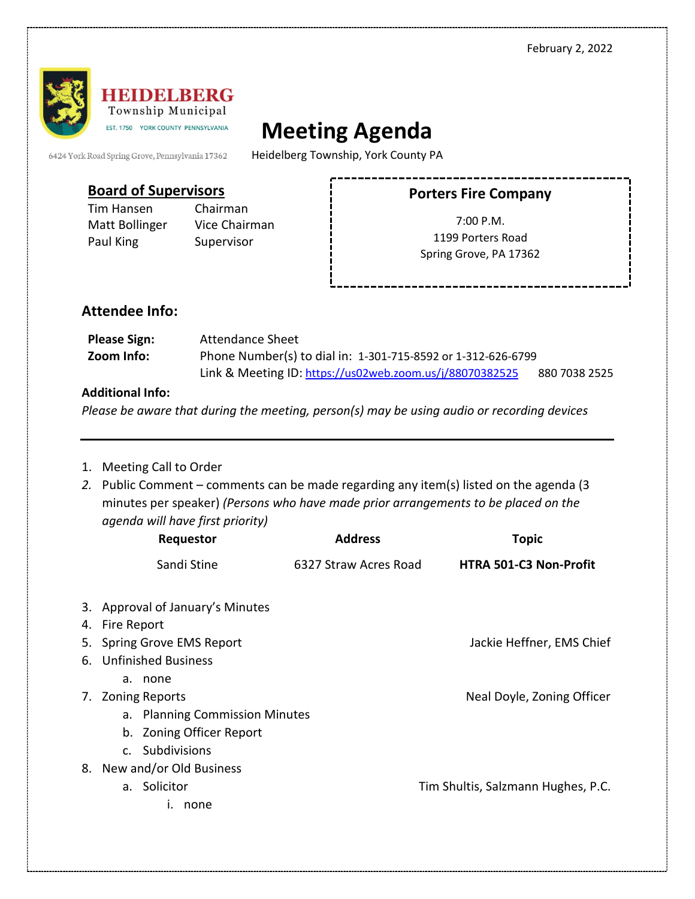February 2, 2022

**HEIDELBERG**
Township Municipal
EST. 1750 YORK COUNTY PENNSYLVANIA

6424 York Road Spring Grove, Pennsylvania 17362

# Meeting Agenda

Heidelberg Township, York County PA

## Board of Supervisors

| | |
|---|---|
| Tim Hansen | Chairman |
| Matt Bollinger | Vice Chairman |
| Paul King | Supervisor |

### Porters Fire Company

7:00 P.M.
1199 Porters Road
Spring Grove, PA 17362

## Attendee Info:

**Please Sign:** Attendance Sheet
**Zoom Info:** Phone Number(s) to dial in: 1-301-715-8592 or 1-312-626-6799
Link & Meeting ID: https://us02web.zoom.us/j/88070382525 880 7038 2525

**Additional Info:**
*Please be aware that during the meeting, person(s) may be using audio or recording devices*

---

1. Meeting Call to Order
2. Public Comment – comments can be made regarding any item(s) listed on the agenda (3 minutes per speaker) *(Persons who have made prior arrangements to be placed on the agenda will have first priority)*

| Requestor | Address | Topic |
|---|---|---|
| Sandi Stine | 6327 Straw Acres Road | **HTRA 501-C3 Non-Profit** |

3. Approval of January's Minutes
4. Fire Report
5. Spring Grove EMS Report — Jackie Heffner, EMS Chief
6. Unfinished Business
   a. none
7. Zoning Reports — Neal Doyle, Zoning Officer
   a. Planning Commission Minutes
   b. Zoning Officer Report
   c. Subdivisions
8. New and/or Old Business
   a. Solicitor — Tim Shultis, Salzmann Hughes, P.C.
      i. none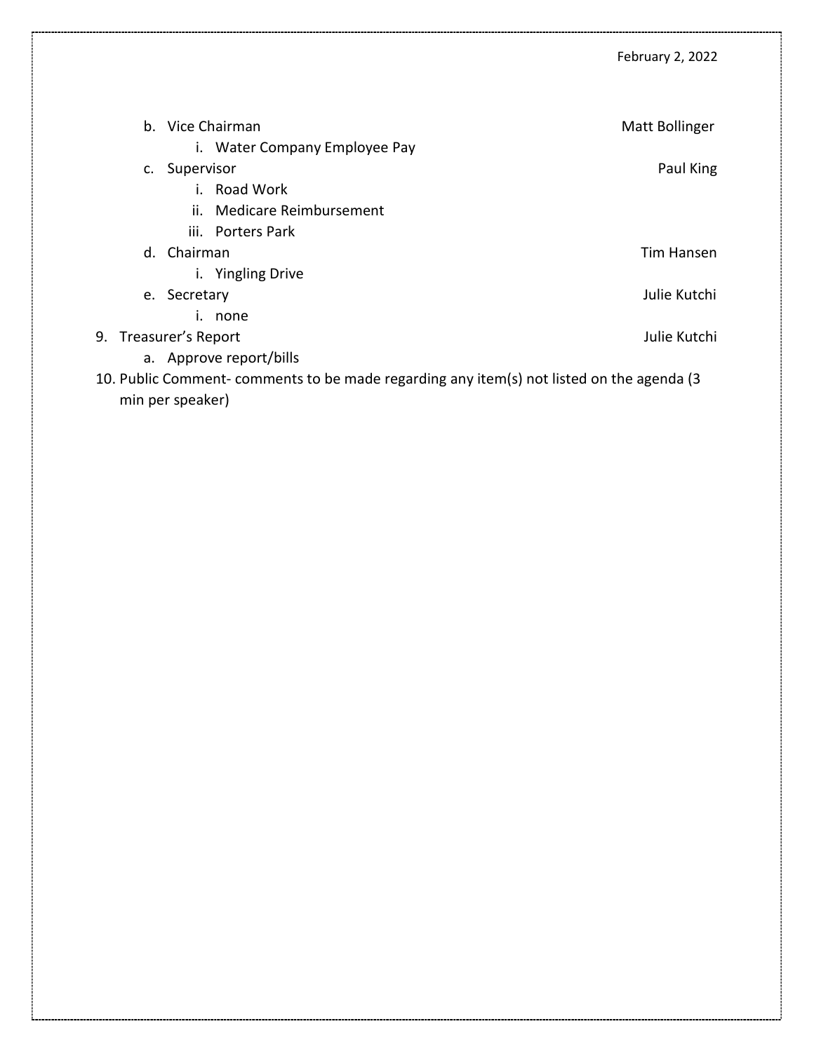b. Vice Chairman — Matt Bollinger
    i. Water Company Employee Pay

c. Supervisor — Paul King
    i. Road Work
    ii. Medicare Reimbursement
    iii. Porters Park

d. Chairman — Tim Hansen
    i. Yingling Drive

e. Secretary — Julie Kutchi
    i. none

9. Treasurer's Report — Julie Kutchi
    a. Approve report/bills
10. Public Comment- comments to be made regarding any item(s) not listed on the agenda (3 min per speaker)